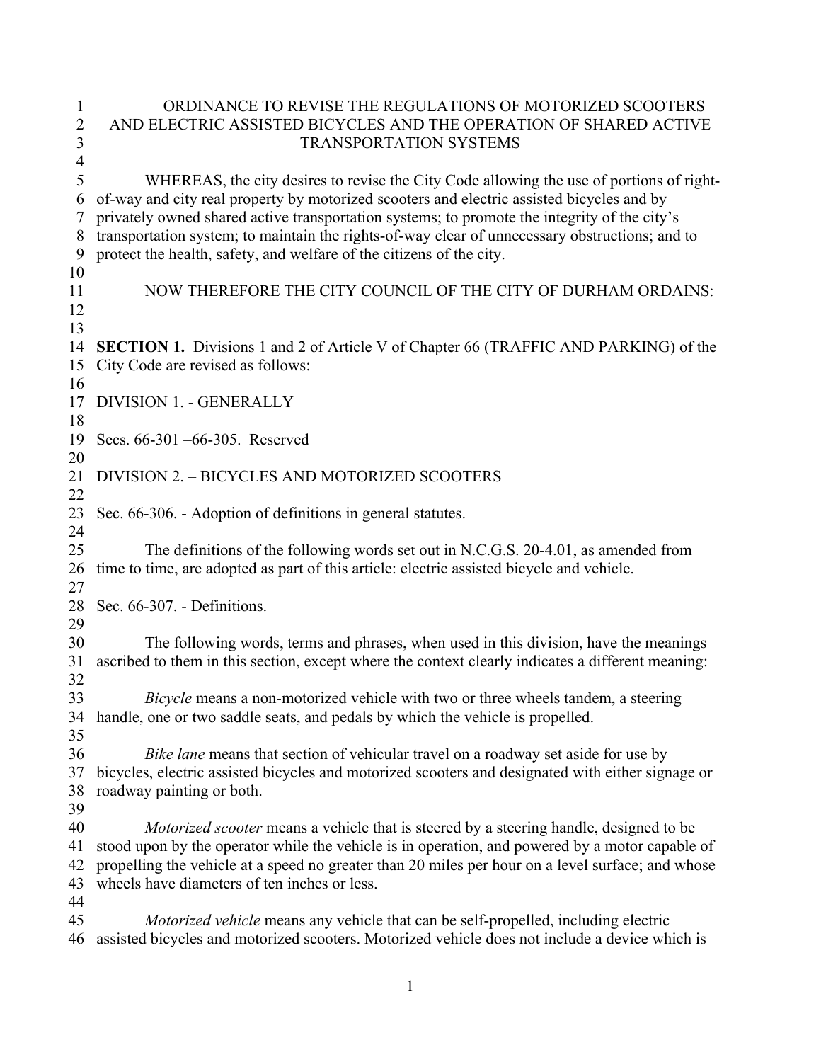# ORDINANCE TO REVISE THE REGULATIONS OF MOTORIZED SCOOTERS AND ELECTRIC ASSISTED BICYCLES AND THE OPERATION OF SHARED ACTIVE TRANSPORTATION SYSTEMS

WHEREAS, the city desires to revise the City Code allowing the use of portions of right-of-way and city real property by motorized scooters and electric assisted bicycles and by privately owned shared active transportation systems; to promote the integrity of the city's transportation system; to maintain the rights-of-way clear of unnecessary obstructions; and to protect the health, safety, and welfare of the citizens of the city.

NOW THEREFORE THE CITY COUNCIL OF THE CITY OF DURHAM ORDAINS:

**SECTION 1.** Divisions 1 and 2 of Article V of Chapter 66 (TRAFFIC AND PARKING) of the City Code are revised as follows:

DIVISION 1. - GENERALLY

Secs. 66-301 –66-305. Reserved

DIVISION 2. – BICYCLES AND MOTORIZED SCOOTERS

Sec. 66-306. - Adoption of definitions in general statutes.

The definitions of the following words set out in N.C.G.S. 20-4.01, as amended from time to time, are adopted as part of this article: electric assisted bicycle and vehicle.

Sec. 66-307. - Definitions.

The following words, terms and phrases, when used in this division, have the meanings ascribed to them in this section, except where the context clearly indicates a different meaning:

*Bicycle* means a non-motorized vehicle with two or three wheels tandem, a steering handle, one or two saddle seats, and pedals by which the vehicle is propelled.

*Bike lane* means that section of vehicular travel on a roadway set aside for use by bicycles, electric assisted bicycles and motorized scooters and designated with either signage or roadway painting or both.

*Motorized scooter* means a vehicle that is steered by a steering handle, designed to be stood upon by the operator while the vehicle is in operation, and powered by a motor capable of propelling the vehicle at a speed no greater than 20 miles per hour on a level surface; and whose wheels have diameters of ten inches or less.

*Motorized vehicle* means any vehicle that can be self-propelled, including electric assisted bicycles and motorized scooters. Motorized vehicle does not include a device which is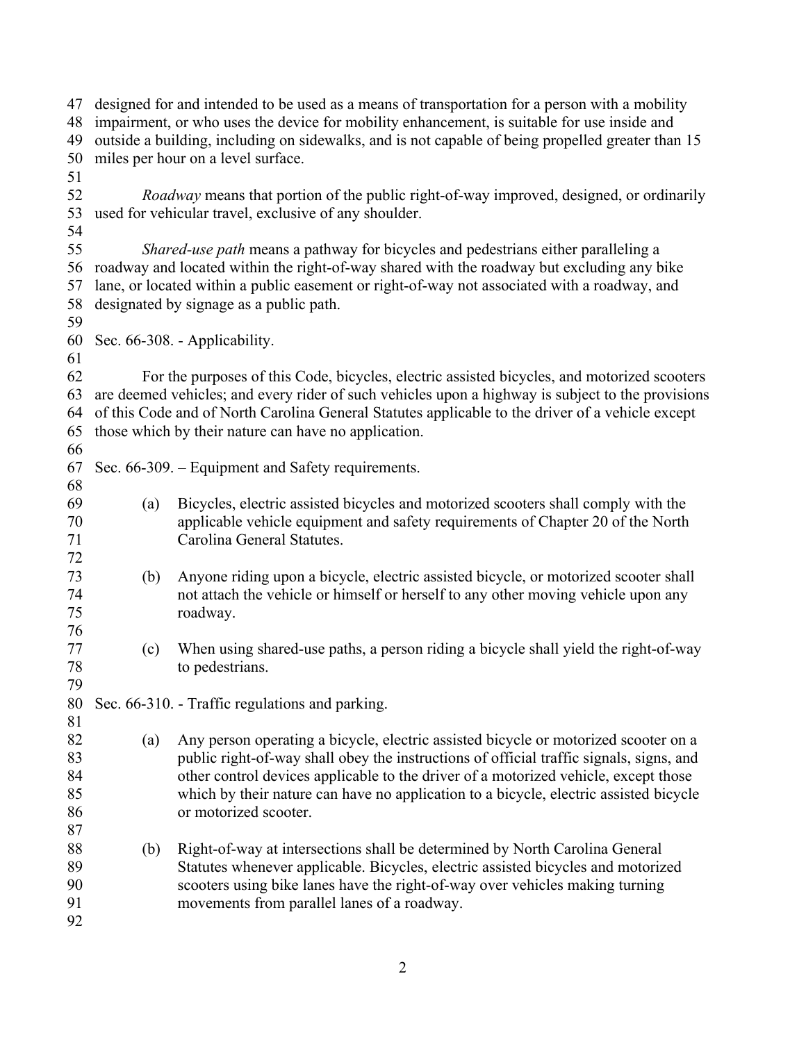designed for and intended to be used as a means of transportation for a person with a mobility impairment, or who uses the device for mobility enhancement, is suitable for use inside and outside a building, including on sidewalks, and is not capable of being propelled greater than 15 miles per hour on a level surface.

*Roadway* means that portion of the public right-of-way improved, designed, or ordinarily used for vehicular travel, exclusive of any shoulder.

*Shared-use path* means a pathway for bicycles and pedestrians either paralleling a roadway and located within the right-of-way shared with the roadway but excluding any bike lane, or located within a public easement or right-of-way not associated with a roadway, and designated by signage as a public path.

Sec. 66-308. - Applicability.

For the purposes of this Code, bicycles, electric assisted bicycles, and motorized scooters are deemed vehicles; and every rider of such vehicles upon a highway is subject to the provisions of this Code and of North Carolina General Statutes applicable to the driver of a vehicle except those which by their nature can have no application.

Sec. 66-309. – Equipment and Safety requirements.

(a) Bicycles, electric assisted bicycles and motorized scooters shall comply with the applicable vehicle equipment and safety requirements of Chapter 20 of the North Carolina General Statutes.

(b) Anyone riding upon a bicycle, electric assisted bicycle, or motorized scooter shall not attach the vehicle or himself or herself to any other moving vehicle upon any roadway.

(c) When using shared-use paths, a person riding a bicycle shall yield the right-of-way to pedestrians.

Sec. 66-310. - Traffic regulations and parking.

(a) Any person operating a bicycle, electric assisted bicycle or motorized scooter on a public right-of-way shall obey the instructions of official traffic signals, signs, and other control devices applicable to the driver of a motorized vehicle, except those which by their nature can have no application to a bicycle, electric assisted bicycle or motorized scooter.

(b) Right-of-way at intersections shall be determined by North Carolina General Statutes whenever applicable. Bicycles, electric assisted bicycles and motorized scooters using bike lanes have the right-of-way over vehicles making turning movements from parallel lanes of a roadway.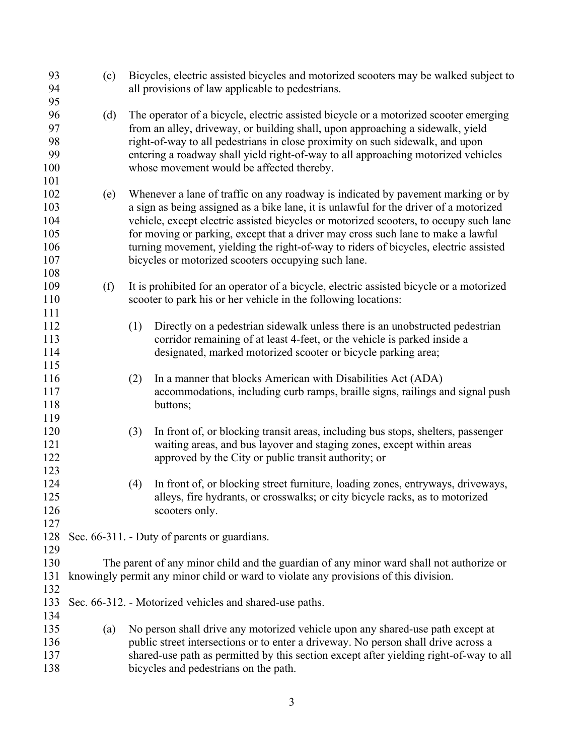(c) Bicycles, electric assisted bicycles and motorized scooters may be walked subject to all provisions of law applicable to pedestrians.

(d) The operator of a bicycle, electric assisted bicycle or a motorized scooter emerging from an alley, driveway, or building shall, upon approaching a sidewalk, yield right-of-way to all pedestrians in close proximity on such sidewalk, and upon entering a roadway shall yield right-of-way to all approaching motorized vehicles whose movement would be affected thereby.

(e) Whenever a lane of traffic on any roadway is indicated by pavement marking or by a sign as being assigned as a bike lane, it is unlawful for the driver of a motorized vehicle, except electric assisted bicycles or motorized scooters, to occupy such lane for moving or parking, except that a driver may cross such lane to make a lawful turning movement, yielding the right-of-way to riders of bicycles, electric assisted bicycles or motorized scooters occupying such lane.

(f) It is prohibited for an operator of a bicycle, electric assisted bicycle or a motorized scooter to park his or her vehicle in the following locations:

(1) Directly on a pedestrian sidewalk unless there is an unobstructed pedestrian corridor remaining of at least 4-feet, or the vehicle is parked inside a designated, marked motorized scooter or bicycle parking area;

(2) In a manner that blocks American with Disabilities Act (ADA) accommodations, including curb ramps, braille signs, railings and signal push buttons;

(3) In front of, or blocking transit areas, including bus stops, shelters, passenger waiting areas, and bus layover and staging zones, except within areas approved by the City or public transit authority; or

(4) In front of, or blocking street furniture, loading zones, entryways, driveways, alleys, fire hydrants, or crosswalks; or city bicycle racks, as to motorized scooters only.

Sec. 66-311. - Duty of parents or guardians.

The parent of any minor child and the guardian of any minor ward shall not authorize or knowingly permit any minor child or ward to violate any provisions of this division.

Sec. 66-312. - Motorized vehicles and shared-use paths.

(a) No person shall drive any motorized vehicle upon any shared-use path except at public street intersections or to enter a driveway. No person shall drive across a shared-use path as permitted by this section except after yielding right-of-way to all bicycles and pedestrians on the path.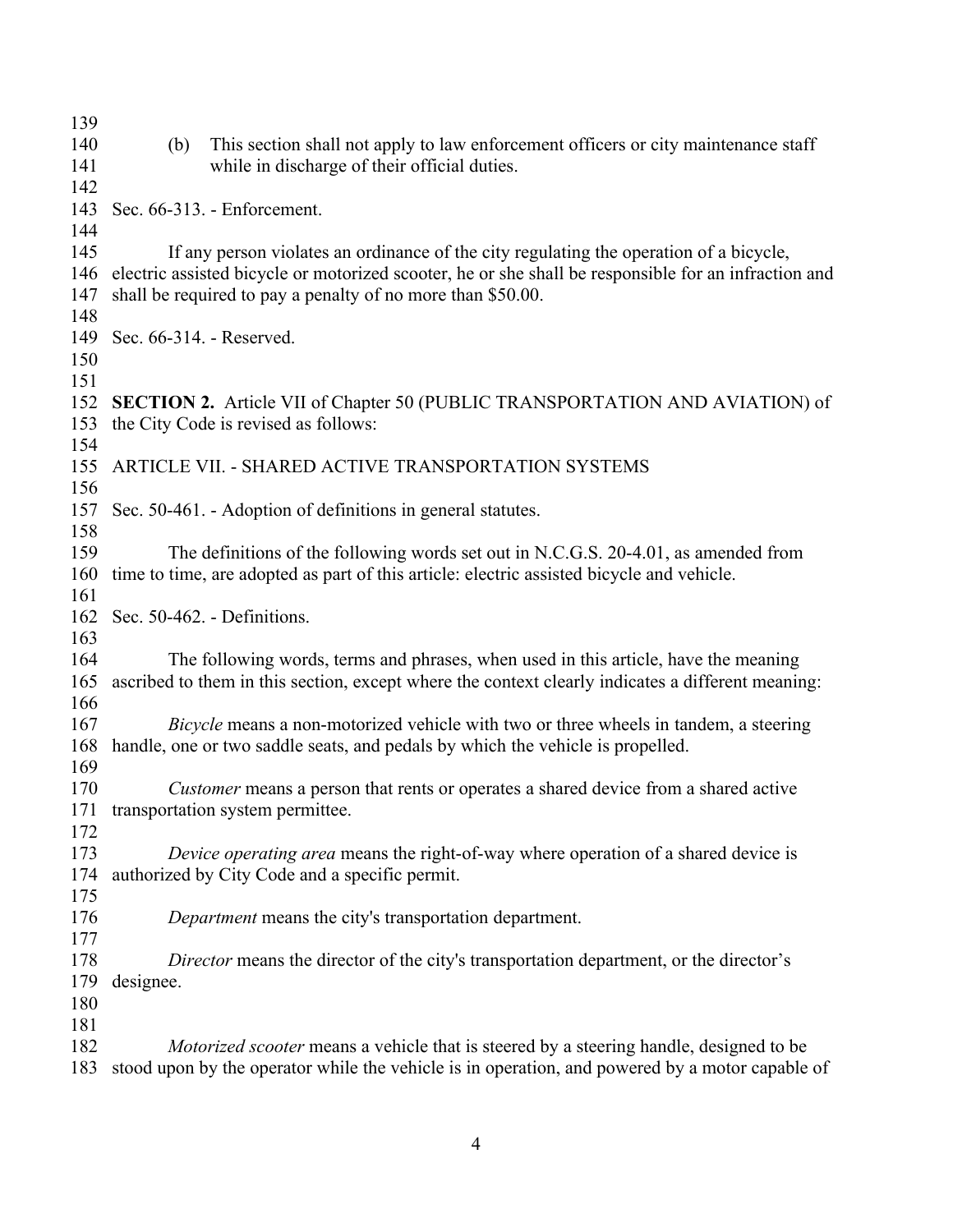(b) This section shall not apply to law enforcement officers or city maintenance staff while in discharge of their official duties.

Sec. 66-313. - Enforcement.

If any person violates an ordinance of the city regulating the operation of a bicycle, electric assisted bicycle or motorized scooter, he or she shall be responsible for an infraction and shall be required to pay a penalty of no more than $50.00.

Sec. 66-314. - Reserved.

**SECTION 2.** Article VII of Chapter 50 (PUBLIC TRANSPORTATION AND AVIATION) of the City Code is revised as follows:

ARTICLE VII. - SHARED ACTIVE TRANSPORTATION SYSTEMS

Sec. 50-461. - Adoption of definitions in general statutes.

The definitions of the following words set out in N.C.G.S. 20-4.01, as amended from time to time, are adopted as part of this article: electric assisted bicycle and vehicle.

Sec. 50-462. - Definitions.

The following words, terms and phrases, when used in this article, have the meaning ascribed to them in this section, except where the context clearly indicates a different meaning:

*Bicycle* means a non-motorized vehicle with two or three wheels in tandem, a steering handle, one or two saddle seats, and pedals by which the vehicle is propelled.

*Customer* means a person that rents or operates a shared device from a shared active transportation system permittee.

*Device operating area* means the right-of-way where operation of a shared device is authorized by City Code and a specific permit.

*Department* means the city's transportation department.

*Director* means the director of the city's transportation department, or the director's designee.

*Motorized scooter* means a vehicle that is steered by a steering handle, designed to be stood upon by the operator while the vehicle is in operation, and powered by a motor capable of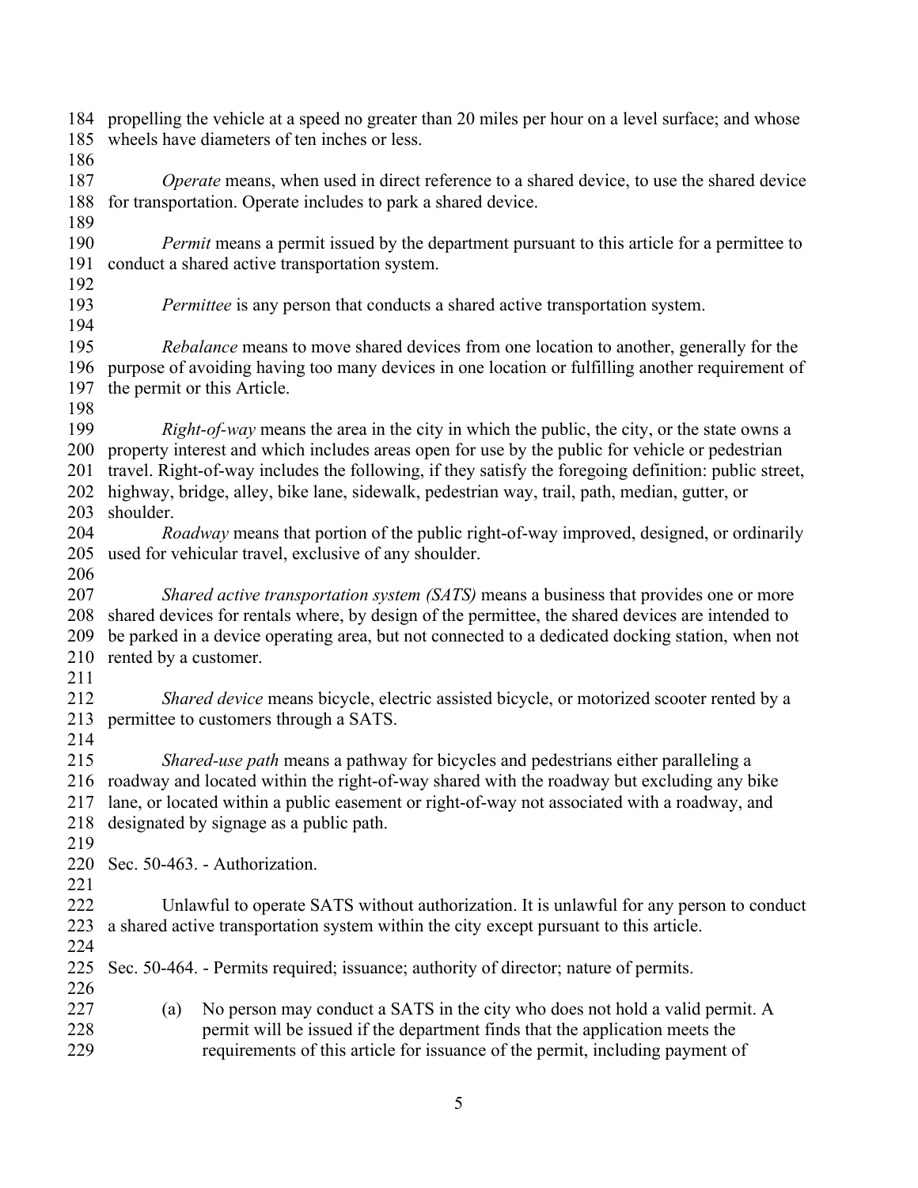propelling the vehicle at a speed no greater than 20 miles per hour on a level surface; and whose wheels have diameters of ten inches or less.

*Operate* means, when used in direct reference to a shared device, to use the shared device for transportation. Operate includes to park a shared device.

*Permit* means a permit issued by the department pursuant to this article for a permittee to conduct a shared active transportation system.

*Permittee* is any person that conducts a shared active transportation system.

*Rebalance* means to move shared devices from one location to another, generally for the purpose of avoiding having too many devices in one location or fulfilling another requirement of the permit or this Article.

*Right-of-way* means the area in the city in which the public, the city, or the state owns a property interest and which includes areas open for use by the public for vehicle or pedestrian travel. Right-of-way includes the following, if they satisfy the foregoing definition: public street, highway, bridge, alley, bike lane, sidewalk, pedestrian way, trail, path, median, gutter, or shoulder.

*Roadway* means that portion of the public right-of-way improved, designed, or ordinarily used for vehicular travel, exclusive of any shoulder.

*Shared active transportation system (SATS)* means a business that provides one or more shared devices for rentals where, by design of the permittee, the shared devices are intended to be parked in a device operating area, but not connected to a dedicated docking station, when not rented by a customer.

*Shared device* means bicycle, electric assisted bicycle, or motorized scooter rented by a permittee to customers through a SATS.

*Shared-use path* means a pathway for bicycles and pedestrians either paralleling a roadway and located within the right-of-way shared with the roadway but excluding any bike lane, or located within a public easement or right-of-way not associated with a roadway, and designated by signage as a public path.

Sec. 50-463. - Authorization.

Unlawful to operate SATS without authorization. It is unlawful for any person to conduct a shared active transportation system within the city except pursuant to this article.

Sec. 50-464. - Permits required; issuance; authority of director; nature of permits.

(a) No person may conduct a SATS in the city who does not hold a valid permit. A permit will be issued if the department finds that the application meets the requirements of this article for issuance of the permit, including payment of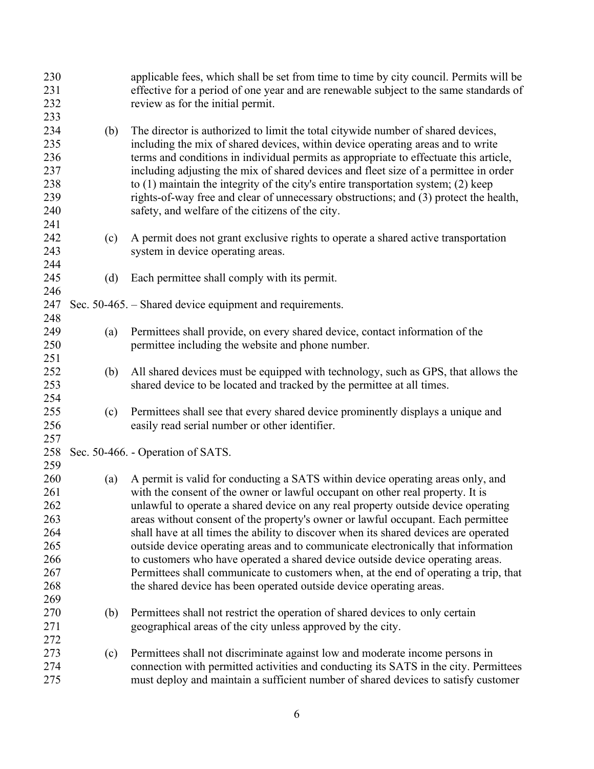applicable fees, which shall be set from time to time by city council. Permits will be effective for a period of one year and are renewable subject to the same standards of review as for the initial permit.

(b) The director is authorized to limit the total citywide number of shared devices, including the mix of shared devices, within device operating areas and to write terms and conditions in individual permits as appropriate to effectuate this article, including adjusting the mix of shared devices and fleet size of a permittee in order to (1) maintain the integrity of the city's entire transportation system; (2) keep rights-of-way free and clear of unnecessary obstructions; and (3) protect the health, safety, and welfare of the citizens of the city.

(c) A permit does not grant exclusive rights to operate a shared active transportation system in device operating areas.

(d) Each permittee shall comply with its permit.

Sec. 50-465. – Shared device equipment and requirements.

(a) Permittees shall provide, on every shared device, contact information of the permittee including the website and phone number.

(b) All shared devices must be equipped with technology, such as GPS, that allows the shared device to be located and tracked by the permittee at all times.

(c) Permittees shall see that every shared device prominently displays a unique and easily read serial number or other identifier.

Sec. 50-466. - Operation of SATS.

(a) A permit is valid for conducting a SATS within device operating areas only, and with the consent of the owner or lawful occupant on other real property. It is unlawful to operate a shared device on any real property outside device operating areas without consent of the property's owner or lawful occupant. Each permittee shall have at all times the ability to discover when its shared devices are operated outside device operating areas and to communicate electronically that information to customers who have operated a shared device outside device operating areas. Permittees shall communicate to customers when, at the end of operating a trip, that the shared device has been operated outside device operating areas.

(b) Permittees shall not restrict the operation of shared devices to only certain geographical areas of the city unless approved by the city.

(c) Permittees shall not discriminate against low and moderate income persons in connection with permitted activities and conducting its SATS in the city. Permittees must deploy and maintain a sufficient number of shared devices to satisfy customer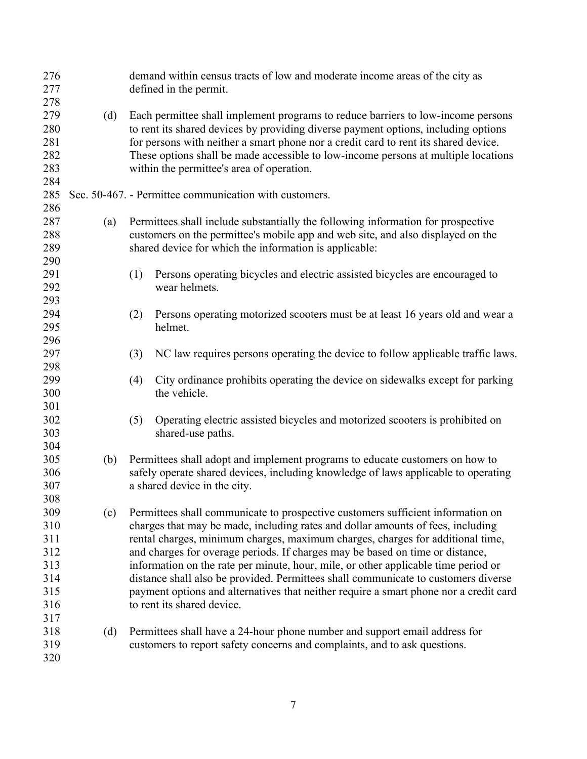demand within census tracts of low and moderate income areas of the city as defined in the permit.

(d) Each permittee shall implement programs to reduce barriers to low-income persons to rent its shared devices by providing diverse payment options, including options for persons with neither a smart phone nor a credit card to rent its shared device. These options shall be made accessible to low-income persons at multiple locations within the permittee's area of operation.

Sec. 50-467. - Permittee communication with customers.

(a) Permittees shall include substantially the following information for prospective customers on the permittee's mobile app and web site, and also displayed on the shared device for which the information is applicable:

(1) Persons operating bicycles and electric assisted bicycles are encouraged to wear helmets.

(2) Persons operating motorized scooters must be at least 16 years old and wear a helmet.

(3) NC law requires persons operating the device to follow applicable traffic laws.

(4) City ordinance prohibits operating the device on sidewalks except for parking the vehicle.

(5) Operating electric assisted bicycles and motorized scooters is prohibited on shared-use paths.

(b) Permittees shall adopt and implement programs to educate customers on how to safely operate shared devices, including knowledge of laws applicable to operating a shared device in the city.

(c) Permittees shall communicate to prospective customers sufficient information on charges that may be made, including rates and dollar amounts of fees, including rental charges, minimum charges, maximum charges, charges for additional time, and charges for overage periods. If charges may be based on time or distance, information on the rate per minute, hour, mile, or other applicable time period or distance shall also be provided. Permittees shall communicate to customers diverse payment options and alternatives that neither require a smart phone nor a credit card to rent its shared device.

(d) Permittees shall have a 24-hour phone number and support email address for customers to report safety concerns and complaints, and to ask questions.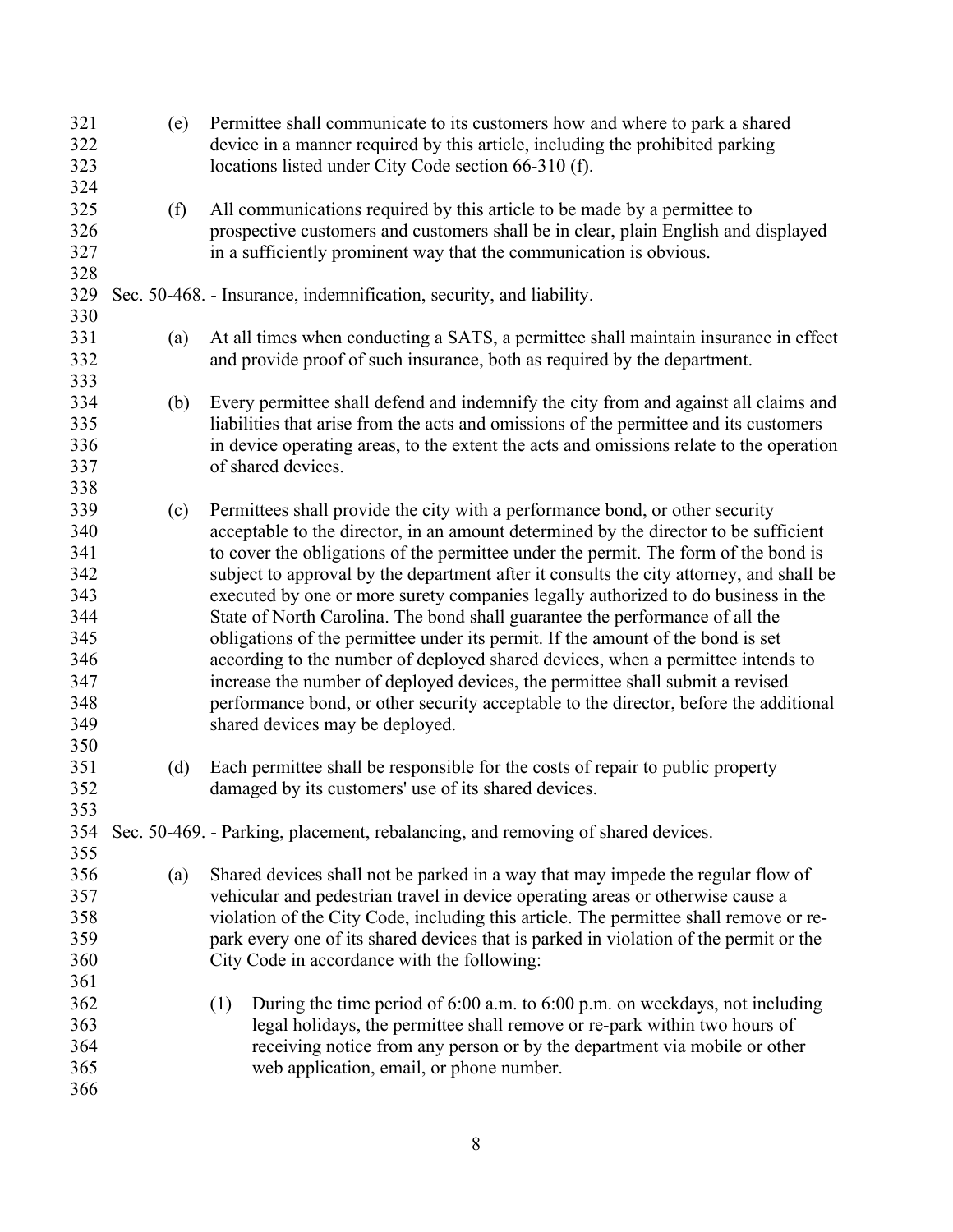(e) Permittee shall communicate to its customers how and where to park a shared device in a manner required by this article, including the prohibited parking locations listed under City Code section 66-310 (f).

(f) All communications required by this article to be made by a permittee to prospective customers and customers shall be in clear, plain English and displayed in a sufficiently prominent way that the communication is obvious.

Sec. 50-468. - Insurance, indemnification, security, and liability.

(a) At all times when conducting a SATS, a permittee shall maintain insurance in effect and provide proof of such insurance, both as required by the department.

(b) Every permittee shall defend and indemnify the city from and against all claims and liabilities that arise from the acts and omissions of the permittee and its customers in device operating areas, to the extent the acts and omissions relate to the operation of shared devices.

(c) Permittees shall provide the city with a performance bond, or other security acceptable to the director, in an amount determined by the director to be sufficient to cover the obligations of the permittee under the permit. The form of the bond is subject to approval by the department after it consults the city attorney, and shall be executed by one or more surety companies legally authorized to do business in the State of North Carolina. The bond shall guarantee the performance of all the obligations of the permittee under its permit. If the amount of the bond is set according to the number of deployed shared devices, when a permittee intends to increase the number of deployed devices, the permittee shall submit a revised performance bond, or other security acceptable to the director, before the additional shared devices may be deployed.

(d) Each permittee shall be responsible for the costs of repair to public property damaged by its customers' use of its shared devices.

Sec. 50-469. - Parking, placement, rebalancing, and removing of shared devices.

(a) Shared devices shall not be parked in a way that may impede the regular flow of vehicular and pedestrian travel in device operating areas or otherwise cause a violation of the City Code, including this article. The permittee shall remove or re-park every one of its shared devices that is parked in violation of the permit or the City Code in accordance with the following:

(1) During the time period of 6:00 a.m. to 6:00 p.m. on weekdays, not including legal holidays, the permittee shall remove or re-park within two hours of receiving notice from any person or by the department via mobile or other web application, email, or phone number.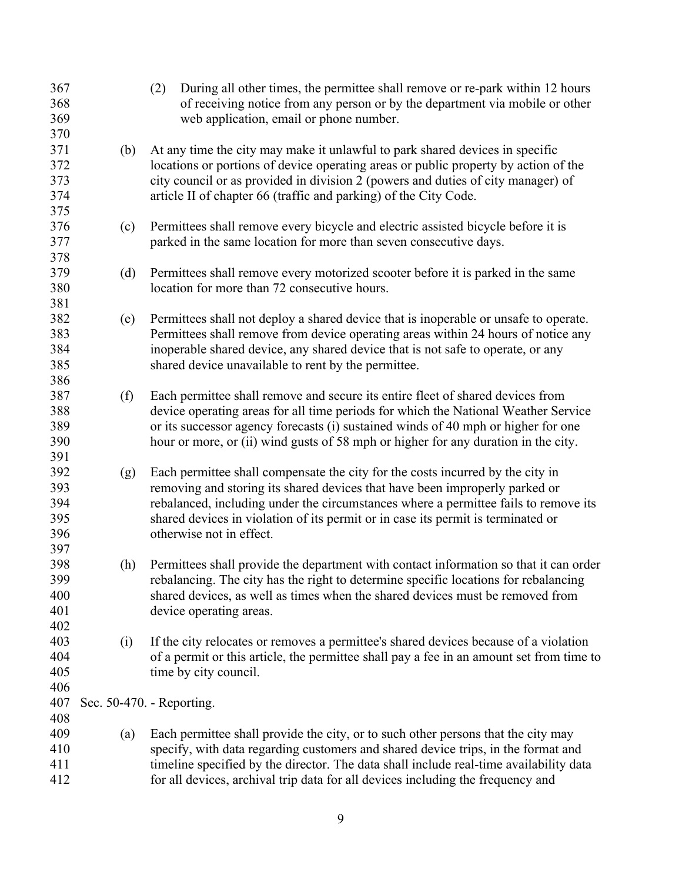(2) During all other times, the permittee shall remove or re-park within 12 hours of receiving notice from any person or by the department via mobile or other web application, email or phone number.

(b) At any time the city may make it unlawful to park shared devices in specific locations or portions of device operating areas or public property by action of the city council or as provided in division 2 (powers and duties of city manager) of article II of chapter 66 (traffic and parking) of the City Code.

(c) Permittees shall remove every bicycle and electric assisted bicycle before it is parked in the same location for more than seven consecutive days.

(d) Permittees shall remove every motorized scooter before it is parked in the same location for more than 72 consecutive hours.

(e) Permittees shall not deploy a shared device that is inoperable or unsafe to operate. Permittees shall remove from device operating areas within 24 hours of notice any inoperable shared device, any shared device that is not safe to operate, or any shared device unavailable to rent by the permittee.

(f) Each permittee shall remove and secure its entire fleet of shared devices from device operating areas for all time periods for which the National Weather Service or its successor agency forecasts (i) sustained winds of 40 mph or higher for one hour or more, or (ii) wind gusts of 58 mph or higher for any duration in the city.

(g) Each permittee shall compensate the city for the costs incurred by the city in removing and storing its shared devices that have been improperly parked or rebalanced, including under the circumstances where a permittee fails to remove its shared devices in violation of its permit or in case its permit is terminated or otherwise not in effect.

(h) Permittees shall provide the department with contact information so that it can order rebalancing. The city has the right to determine specific locations for rebalancing shared devices, as well as times when the shared devices must be removed from device operating areas.

(i) If the city relocates or removes a permittee's shared devices because of a violation of a permit or this article, the permittee shall pay a fee in an amount set from time to time by city council.

Sec. 50-470. - Reporting.

(a) Each permittee shall provide the city, or to such other persons that the city may specify, with data regarding customers and shared device trips, in the format and timeline specified by the director. The data shall include real-time availability data for all devices, archival trip data for all devices including the frequency and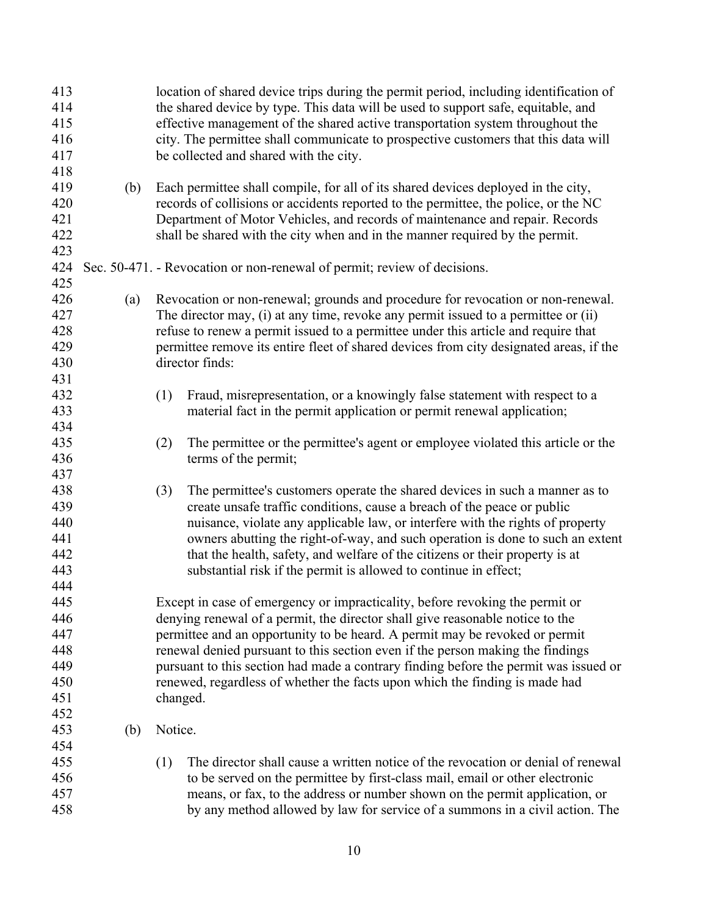location of shared device trips during the permit period, including identification of the shared device by type. This data will be used to support safe, equitable, and effective management of the shared active transportation system throughout the city. The permittee shall communicate to prospective customers that this data will be collected and shared with the city.

(b) Each permittee shall compile, for all of its shared devices deployed in the city, records of collisions or accidents reported to the permittee, the police, or the NC Department of Motor Vehicles, and records of maintenance and repair. Records shall be shared with the city when and in the manner required by the permit.

Sec. 50-471. - Revocation or non-renewal of permit; review of decisions.

(a) Revocation or non-renewal; grounds and procedure for revocation or non-renewal. The director may, (i) at any time, revoke any permit issued to a permittee or (ii) refuse to renew a permit issued to a permittee under this article and require that permittee remove its entire fleet of shared devices from city designated areas, if the director finds:

(1) Fraud, misrepresentation, or a knowingly false statement with respect to a material fact in the permit application or permit renewal application;

(2) The permittee or the permittee's agent or employee violated this article or the terms of the permit;

(3) The permittee's customers operate the shared devices in such a manner as to create unsafe traffic conditions, cause a breach of the peace or public nuisance, violate any applicable law, or interfere with the rights of property owners abutting the right-of-way, and such operation is done to such an extent that the health, safety, and welfare of the citizens or their property is at substantial risk if the permit is allowed to continue in effect;

Except in case of emergency or impracticality, before revoking the permit or denying renewal of a permit, the director shall give reasonable notice to the permittee and an opportunity to be heard. A permit may be revoked or permit renewal denied pursuant to this section even if the person making the findings pursuant to this section had made a contrary finding before the permit was issued or renewed, regardless of whether the facts upon which the finding is made had changed.

(b) Notice.

(1) The director shall cause a written notice of the revocation or denial of renewal to be served on the permittee by first-class mail, email or other electronic means, or fax, to the address or number shown on the permit application, or by any method allowed by law for service of a summons in a civil action. The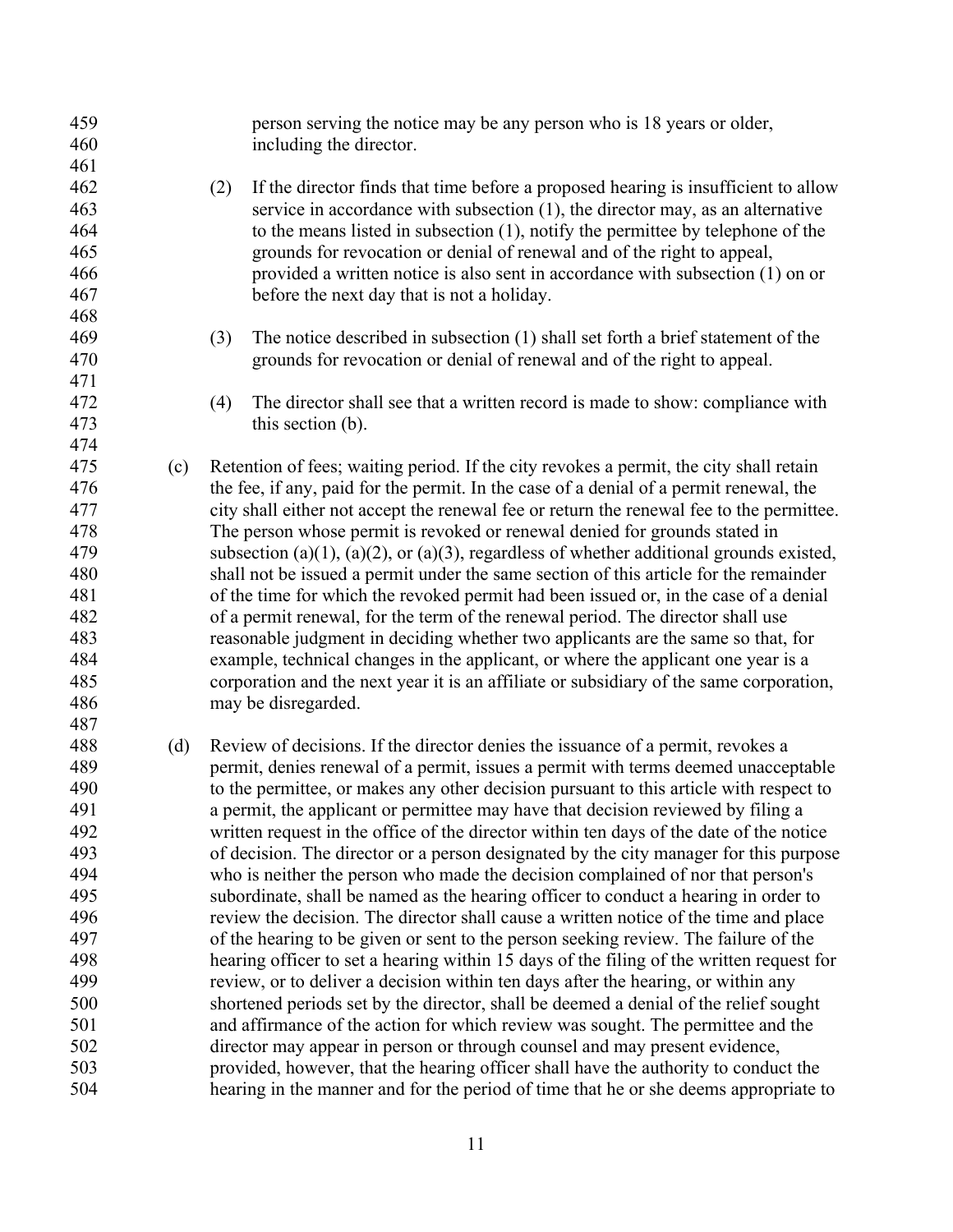person serving the notice may be any person who is 18 years or older, including the director.

(2) If the director finds that time before a proposed hearing is insufficient to allow service in accordance with subsection (1), the director may, as an alternative to the means listed in subsection (1), notify the permittee by telephone of the grounds for revocation or denial of renewal and of the right to appeal, provided a written notice is also sent in accordance with subsection (1) on or before the next day that is not a holiday.

(3) The notice described in subsection (1) shall set forth a brief statement of the grounds for revocation or denial of renewal and of the right to appeal.

(4) The director shall see that a written record is made to show: compliance with this section (b).

(c) Retention of fees; waiting period. If the city revokes a permit, the city shall retain the fee, if any, paid for the permit. In the case of a denial of a permit renewal, the city shall either not accept the renewal fee or return the renewal fee to the permittee. The person whose permit is revoked or renewal denied for grounds stated in subsection (a)(1), (a)(2), or (a)(3), regardless of whether additional grounds existed, shall not be issued a permit under the same section of this article for the remainder of the time for which the revoked permit had been issued or, in the case of a denial of a permit renewal, for the term of the renewal period. The director shall use reasonable judgment in deciding whether two applicants are the same so that, for example, technical changes in the applicant, or where the applicant one year is a corporation and the next year it is an affiliate or subsidiary of the same corporation, may be disregarded.

(d) Review of decisions. If the director denies the issuance of a permit, revokes a permit, denies renewal of a permit, issues a permit with terms deemed unacceptable to the permittee, or makes any other decision pursuant to this article with respect to a permit, the applicant or permittee may have that decision reviewed by filing a written request in the office of the director within ten days of the date of the notice of decision. The director or a person designated by the city manager for this purpose who is neither the person who made the decision complained of nor that person's subordinate, shall be named as the hearing officer to conduct a hearing in order to review the decision. The director shall cause a written notice of the time and place of the hearing to be given or sent to the person seeking review. The failure of the hearing officer to set a hearing within 15 days of the filing of the written request for review, or to deliver a decision within ten days after the hearing, or within any shortened periods set by the director, shall be deemed a denial of the relief sought and affirmance of the action for which review was sought. The permittee and the director may appear in person or through counsel and may present evidence, provided, however, that the hearing officer shall have the authority to conduct the hearing in the manner and for the period of time that he or she deems appropriate to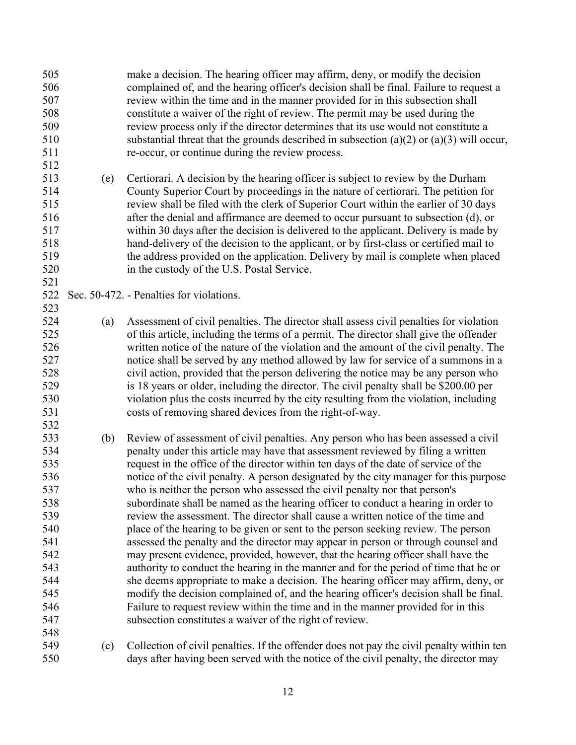make a decision. The hearing officer may affirm, deny, or modify the decision complained of, and the hearing officer's decision shall be final. Failure to request a review within the time and in the manner provided for in this subsection shall constitute a waiver of the right of review. The permit may be used during the review process only if the director determines that its use would not constitute a substantial threat that the grounds described in subsection (a)(2) or (a)(3) will occur, re-occur, or continue during the review process.

(e) Certiorari. A decision by the hearing officer is subject to review by the Durham County Superior Court by proceedings in the nature of certiorari. The petition for review shall be filed with the clerk of Superior Court within the earlier of 30 days after the denial and affirmance are deemed to occur pursuant to subsection (d), or within 30 days after the decision is delivered to the applicant. Delivery is made by hand-delivery of the decision to the applicant, or by first-class or certified mail to the address provided on the application. Delivery by mail is complete when placed in the custody of the U.S. Postal Service.

Sec. 50-472. - Penalties for violations.

(a) Assessment of civil penalties. The director shall assess civil penalties for violation of this article, including the terms of a permit. The director shall give the offender written notice of the nature of the violation and the amount of the civil penalty. The notice shall be served by any method allowed by law for service of a summons in a civil action, provided that the person delivering the notice may be any person who is 18 years or older, including the director. The civil penalty shall be $200.00 per violation plus the costs incurred by the city resulting from the violation, including costs of removing shared devices from the right-of-way.

(b) Review of assessment of civil penalties. Any person who has been assessed a civil penalty under this article may have that assessment reviewed by filing a written request in the office of the director within ten days of the date of service of the notice of the civil penalty. A person designated by the city manager for this purpose who is neither the person who assessed the civil penalty nor that person's subordinate shall be named as the hearing officer to conduct a hearing in order to review the assessment. The director shall cause a written notice of the time and place of the hearing to be given or sent to the person seeking review. The person assessed the penalty and the director may appear in person or through counsel and may present evidence, provided, however, that the hearing officer shall have the authority to conduct the hearing in the manner and for the period of time that he or she deems appropriate to make a decision. The hearing officer may affirm, deny, or modify the decision complained of, and the hearing officer's decision shall be final. Failure to request review within the time and in the manner provided for in this subsection constitutes a waiver of the right of review.

(c) Collection of civil penalties. If the offender does not pay the civil penalty within ten days after having been served with the notice of the civil penalty, the director may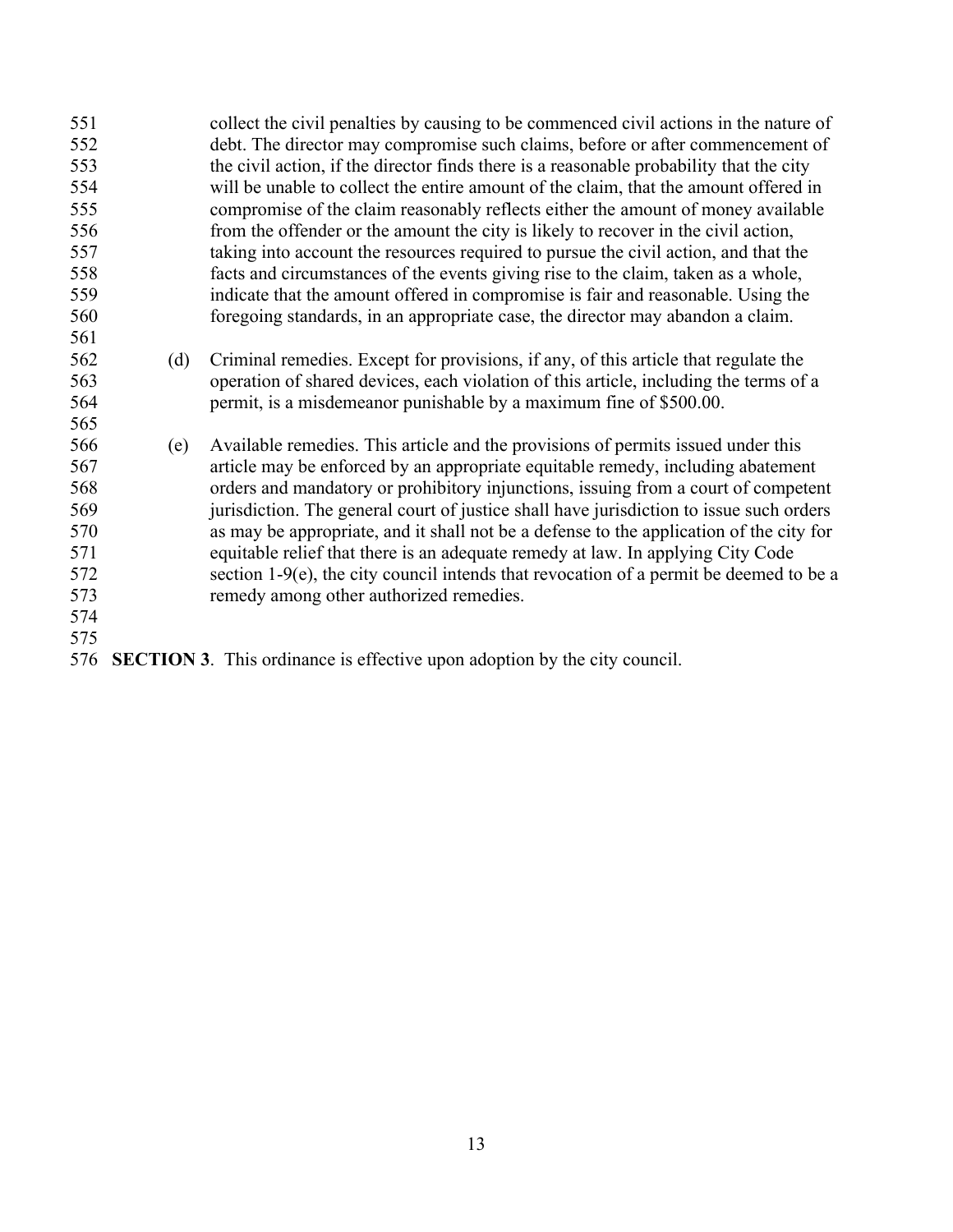collect the civil penalties by causing to be commenced civil actions in the nature of debt. The director may compromise such claims, before or after commencement of the civil action, if the director finds there is a reasonable probability that the city will be unable to collect the entire amount of the claim, that the amount offered in compromise of the claim reasonably reflects either the amount of money available from the offender or the amount the city is likely to recover in the civil action, taking into account the resources required to pursue the civil action, and that the facts and circumstances of the events giving rise to the claim, taken as a whole, indicate that the amount offered in compromise is fair and reasonable. Using the foregoing standards, in an appropriate case, the director may abandon a claim.

(d) Criminal remedies. Except for provisions, if any, of this article that regulate the operation of shared devices, each violation of this article, including the terms of a permit, is a misdemeanor punishable by a maximum fine of $500.00.

(e) Available remedies. This article and the provisions of permits issued under this article may be enforced by an appropriate equitable remedy, including abatement orders and mandatory or prohibitory injunctions, issuing from a court of competent jurisdiction. The general court of justice shall have jurisdiction to issue such orders as may be appropriate, and it shall not be a defense to the application of the city for equitable relief that there is an adequate remedy at law. In applying City Code section 1-9(e), the city council intends that revocation of a permit be deemed to be a remedy among other authorized remedies.

**SECTION 3**. This ordinance is effective upon adoption by the city council.